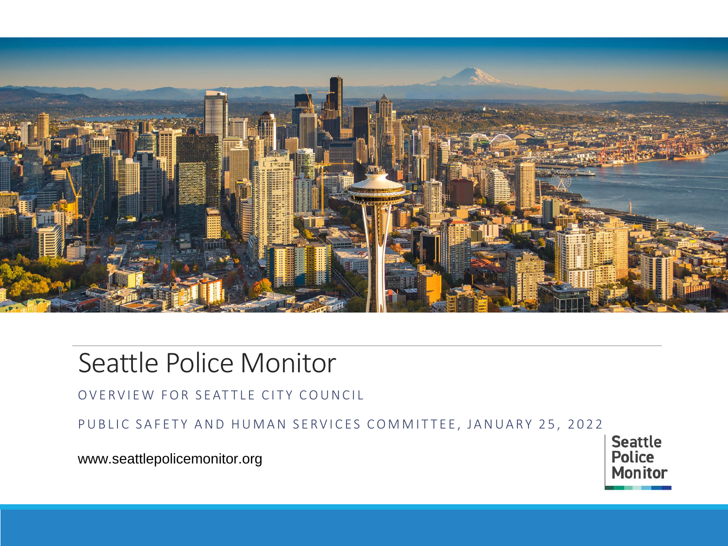# Seattle Police Monitor

OVERVIEW FOR SEATTLE CITY COUNCIL

PUBLIC SAFETY AND HUMAN SERVICES COMMITTEE, JANUARY 25, 2022

www.seattlepolicemonitor.org

Seattle Police Monitor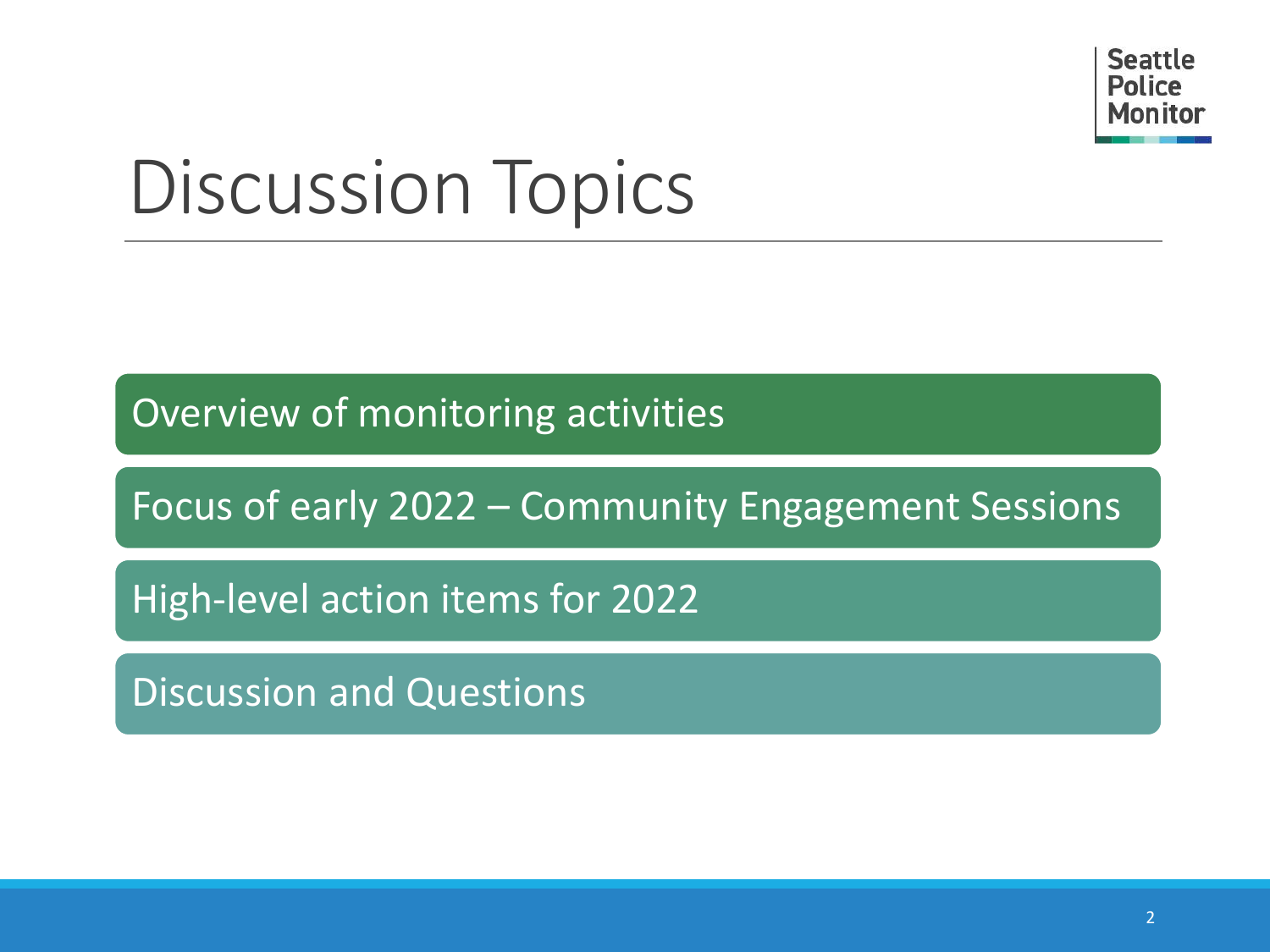# Discussion Topics

- Overview of monitoring activities
- Focus of early 2022 – Community Engagement Sessions
- High-level action items for 2022
- Discussion and Questions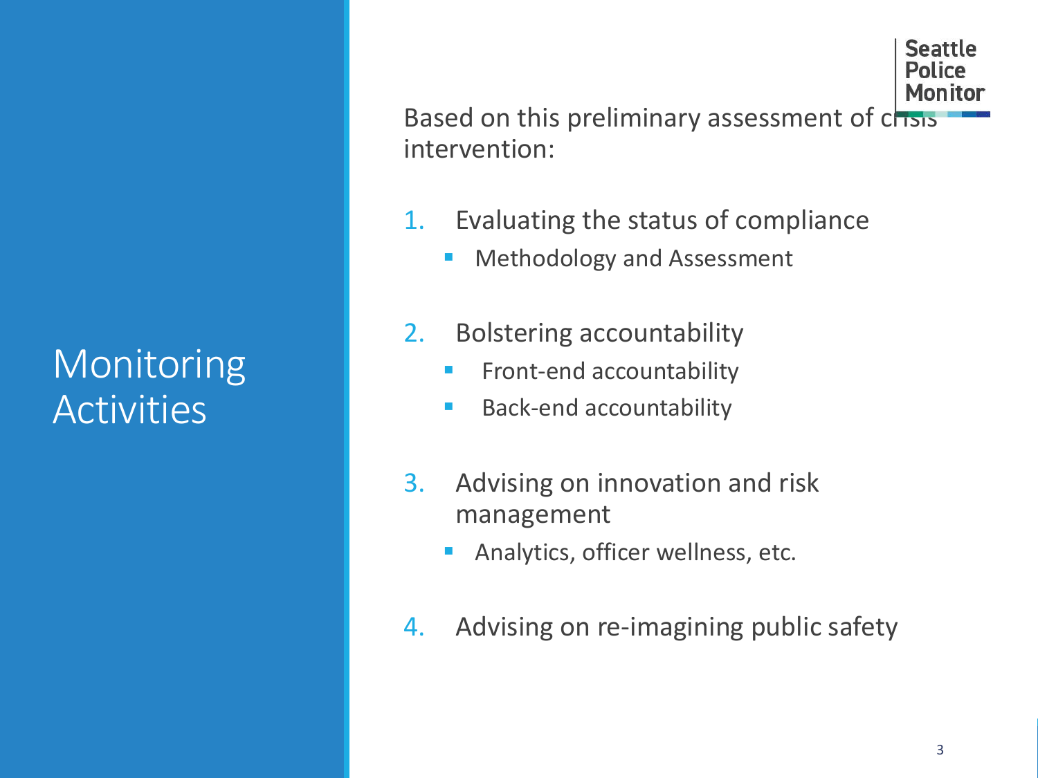# Monitoring Activities

Based on this preliminary assessment of crisis intervention:

1. Evaluating the status of compliance
   - Methodology and Assessment

2. Bolstering accountability
   - Front-end accountability
   - Back-end accountability

3. Advising on innovation and risk management
   - Analytics, officer wellness, etc.

4. Advising on re-imagining public safety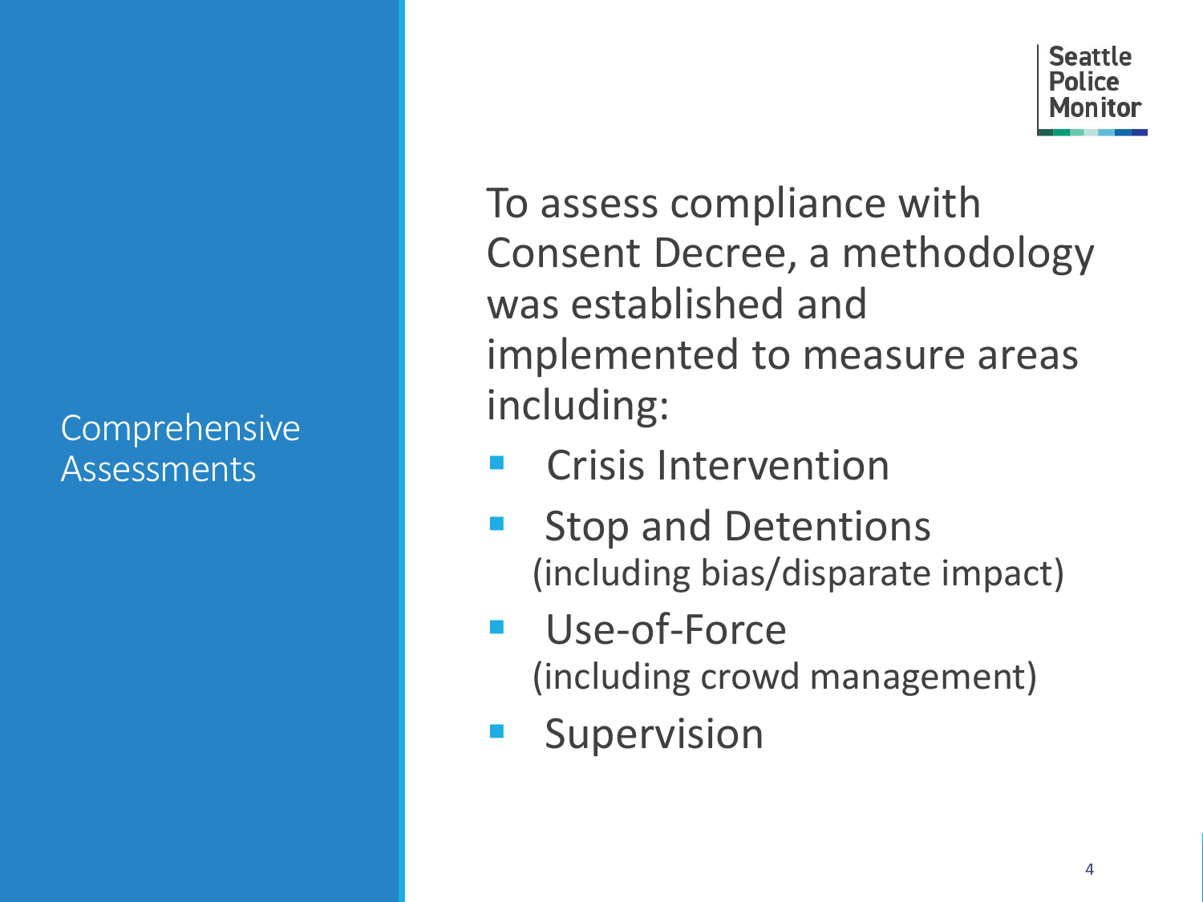## Comprehensive Assessments

To assess compliance with Consent Decree, a methodology was established and implemented to measure areas including:

- Crisis Intervention
- Stop and Detentions (including bias/disparate impact)
- Use-of-Force (including crowd management)
- Supervision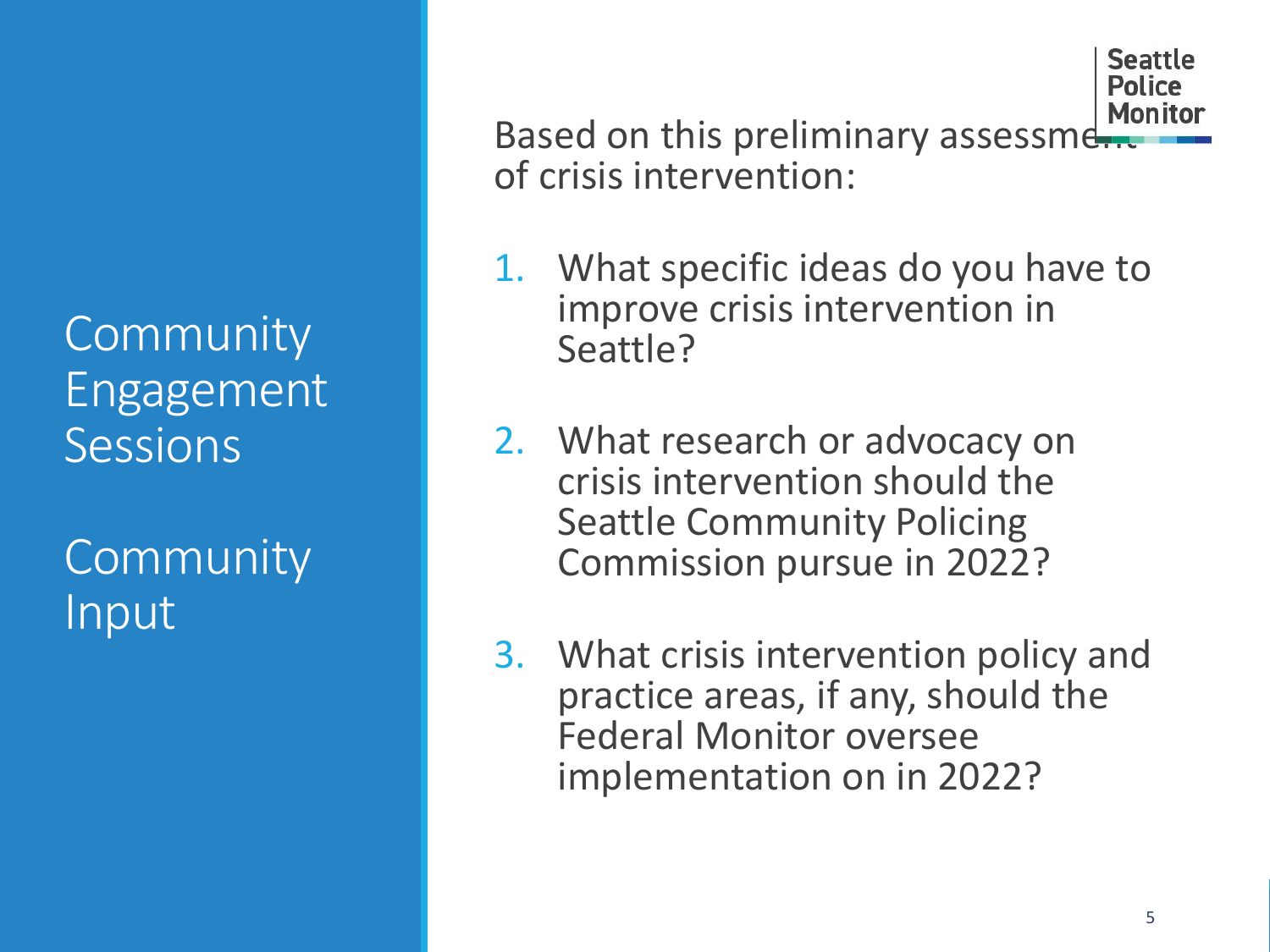# Community Engagement Sessions

# Community Input

Based on this preliminary assessment of crisis intervention:

1. What specific ideas do you have to improve crisis intervention in Seattle?
2. What research or advocacy on crisis intervention should the Seattle Community Policing Commission pursue in 2022?
3. What crisis intervention policy and practice areas, if any, should the Federal Monitor oversee implementation on in 2022?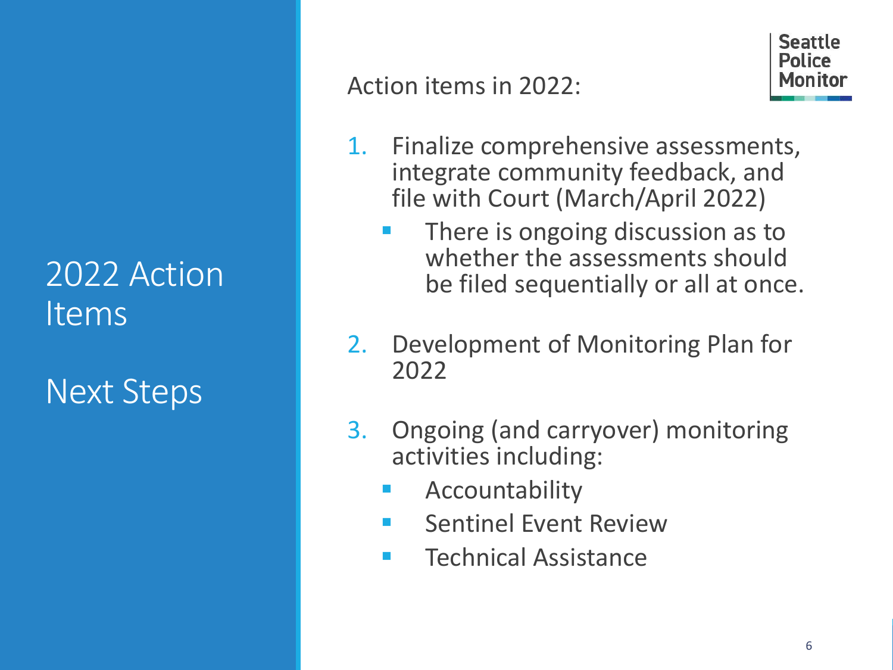# 2022 Action Items

# Next Steps

Seattle Police Monitor

Action items in 2022:

1. Finalize comprehensive assessments, integrate community feedback, and file with Court (March/April 2022)
   - There is ongoing discussion as to whether the assessments should be filed sequentially or all at once.
2. Development of Monitoring Plan for 2022
3. Ongoing (and carryover) monitoring activities including:
   - Accountability
   - Sentinel Event Review
   - Technical Assistance